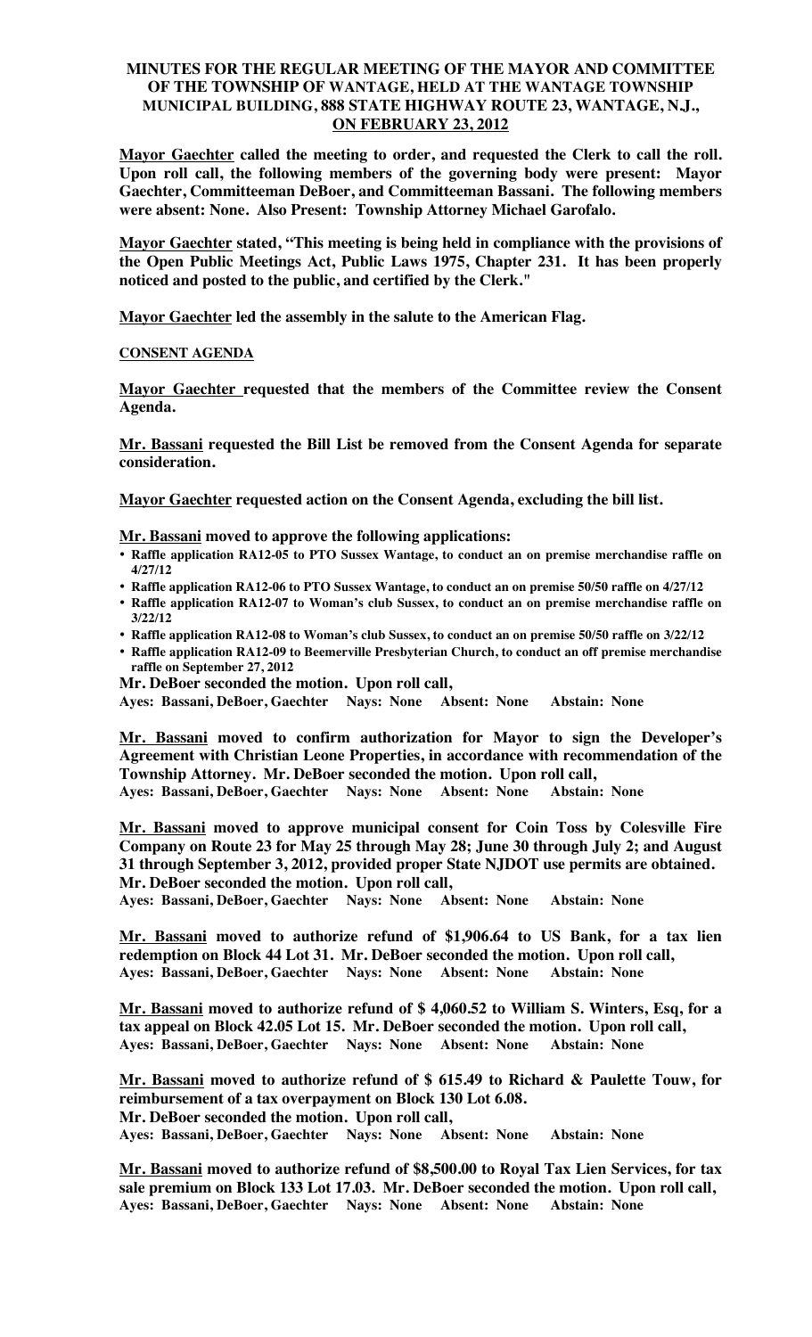**MINUTES FOR THE REGULAR MEETING OF THE MAYOR AND COMMITTEE OF THE TOWNSHIP OF WANTAGE, HELD AT THE WANTAGE TOWNSHIP MUNICIPAL BUILDING, 888 STATE HIGHWAY ROUTE 23, WANTAGE, N.J., ON FEBRUARY 23, 2012**

**Mayor Gaechter called the meeting to order, and requested the Clerk to call the roll. Upon roll call, the following members of the governing body were present: Mayor Gaechter, Committeeman DeBoer, and Committeeman Bassani. The following members were absent: None. Also Present: Township Attorney Michael Garofalo.**

**Mayor Gaechter stated, "This meeting is being held in compliance with the provisions of the Open Public Meetings Act, Public Laws 1975, Chapter 231. It has been properly noticed and posted to the public, and certified by the Clerk."**

**Mayor Gaechter led the assembly in the salute to the American Flag.**

**CONSENT AGENDA**

**Mayor Gaechter requested that the members of the Committee review the Consent Agenda.**

**Mr. Bassani requested the Bill List be removed from the Consent Agenda for separate consideration.**

**Mayor Gaechter requested action on the Consent Agenda, excluding the bill list.**

**Mr. Bassani moved to approve the following applications:**

- **Raffle application RA12-05 to PTO Sussex Wantage, to conduct an on premise merchandise raffle on 4/27/12**
- **Raffle application RA12-06 to PTO Sussex Wantage, to conduct an on premise 50/50 raffle on 4/27/12**
- **Raffle application RA12-07 to Woman's club Sussex, to conduct an on premise merchandise raffle on 3/22/12**
- **Raffle application RA12-08 to Woman's club Sussex, to conduct an on premise 50/50 raffle on 3/22/12**
- **Raffle application RA12-09 to Beemerville Presbyterian Church, to conduct an off premise merchandise raffle on September 27, 2012**

**Mr. DeBoer seconded the motion. Upon roll call,**
**Ayes: Bassani, DeBoer, Gaechter Nays: None Absent: None Abstain: None**

**Mr. Bassani moved to confirm authorization for Mayor to sign the Developer's Agreement with Christian Leone Properties, in accordance with recommendation of the Township Attorney. Mr. DeBoer seconded the motion. Upon roll call,**
**Ayes: Bassani, DeBoer, Gaechter Nays: None Absent: None Abstain: None**

**Mr. Bassani moved to approve municipal consent for Coin Toss by Colesville Fire Company on Route 23 for May 25 through May 28; June 30 through July 2; and August 31 through September 3, 2012, provided proper State NJDOT use permits are obtained. Mr. DeBoer seconded the motion. Upon roll call,**
**Ayes: Bassani, DeBoer, Gaechter Nays: None Absent: None Abstain: None**

**Mr. Bassani moved to authorize refund of $1,906.64 to US Bank, for a tax lien redemption on Block 44 Lot 31. Mr. DeBoer seconded the motion. Upon roll call,**
**Ayes: Bassani, DeBoer, Gaechter Nays: None Absent: None Abstain: None**

**Mr. Bassani moved to authorize refund of $ 4,060.52 to William S. Winters, Esq, for a tax appeal on Block 42.05 Lot 15. Mr. DeBoer seconded the motion. Upon roll call,**
**Ayes: Bassani, DeBoer, Gaechter Nays: None Absent: None Abstain: None**

**Mr. Bassani moved to authorize refund of $ 615.49 to Richard & Paulette Touw, for reimbursement of a tax overpayment on Block 130 Lot 6.08.**
**Mr. DeBoer seconded the motion. Upon roll call,**
**Ayes: Bassani, DeBoer, Gaechter Nays: None Absent: None Abstain: None**

**Mr. Bassani moved to authorize refund of $8,500.00 to Royal Tax Lien Services, for tax sale premium on Block 133 Lot 17.03. Mr. DeBoer seconded the motion. Upon roll call,**
**Ayes: Bassani, DeBoer, Gaechter Nays: None Absent: None Abstain: None**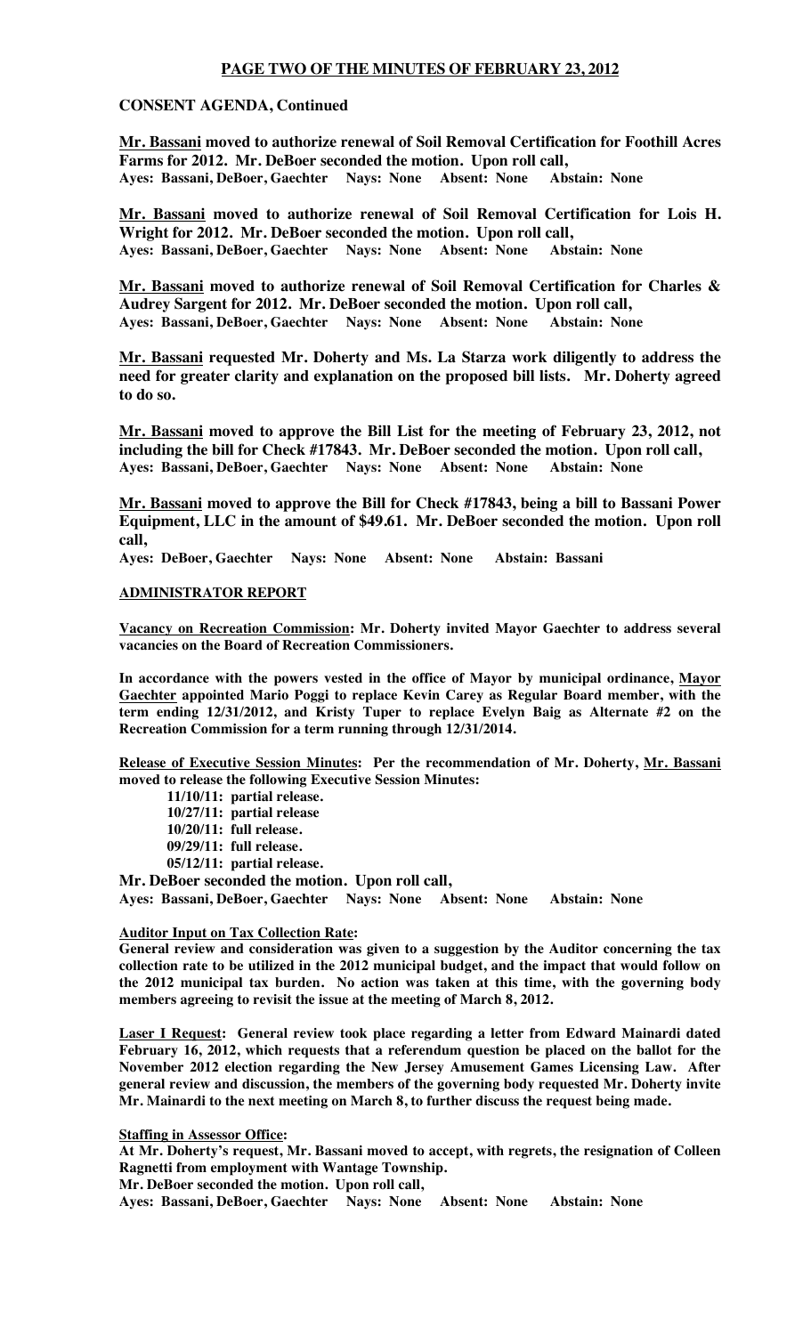## PAGE TWO OF THE MINUTES OF FEBRUARY 23, 2012

**CONSENT AGENDA, Continued**

**Mr. Bassani moved to authorize renewal of Soil Removal Certification for Foothill Acres Farms for 2012. Mr. DeBoer seconded the motion. Upon roll call,**
**Ayes: Bassani, DeBoer, Gaechter Nays: None Absent: None Abstain: None**

**Mr. Bassani moved to authorize renewal of Soil Removal Certification for Lois H. Wright for 2012. Mr. DeBoer seconded the motion. Upon roll call,**
**Ayes: Bassani, DeBoer, Gaechter Nays: None Absent: None Abstain: None**

**Mr. Bassani moved to authorize renewal of Soil Removal Certification for Charles & Audrey Sargent for 2012. Mr. DeBoer seconded the motion. Upon roll call,**
**Ayes: Bassani, DeBoer, Gaechter Nays: None Absent: None Abstain: None**

**Mr. Bassani requested Mr. Doherty and Ms. La Starza work diligently to address the need for greater clarity and explanation on the proposed bill lists. Mr. Doherty agreed to do so.**

**Mr. Bassani moved to approve the Bill List for the meeting of February 23, 2012, not including the bill for Check #17843. Mr. DeBoer seconded the motion. Upon roll call,**
**Ayes: Bassani, DeBoer, Gaechter Nays: None Absent: None Abstain: None**

**Mr. Bassani moved to approve the Bill for Check #17843, being a bill to Bassani Power Equipment, LLC in the amount of $49.61. Mr. DeBoer seconded the motion. Upon roll call,**
**Ayes: DeBoer, Gaechter Nays: None Absent: None Abstain: Bassani**

**ADMINISTRATOR REPORT**

**Vacancy on Recreation Commission: Mr. Doherty invited Mayor Gaechter to address several vacancies on the Board of Recreation Commissioners.**

**In accordance with the powers vested in the office of Mayor by municipal ordinance, Mayor Gaechter appointed Mario Poggi to replace Kevin Carey as Regular Board member, with the term ending 12/31/2012, and Kristy Tuper to replace Evelyn Baig as Alternate #2 on the Recreation Commission for a term running through 12/31/2014.**

**Release of Executive Session Minutes: Per the recommendation of Mr. Doherty, Mr. Bassani moved to release the following Executive Session Minutes:**

- **11/10/11: partial release.**
- **10/27/11: partial release**
- **10/20/11: full release.**
- **09/29/11: full release.**
- **05/12/11: partial release.**

**Mr. DeBoer seconded the motion. Upon roll call,**
**Ayes: Bassani, DeBoer, Gaechter Nays: None Absent: None Abstain: None**

**Auditor Input on Tax Collection Rate:**
**General review and consideration was given to a suggestion by the Auditor concerning the tax collection rate to be utilized in the 2012 municipal budget, and the impact that would follow on the 2012 municipal tax burden. No action was taken at this time, with the governing body members agreeing to revisit the issue at the meeting of March 8, 2012.**

**Laser I Request: General review took place regarding a letter from Edward Mainardi dated February 16, 2012, which requests that a referendum question be placed on the ballot for the November 2012 election regarding the New Jersey Amusement Games Licensing Law. After general review and discussion, the members of the governing body requested Mr. Doherty invite Mr. Mainardi to the next meeting on March 8, to further discuss the request being made.**

**Staffing in Assessor Office:**
**At Mr. Doherty's request, Mr. Bassani moved to accept, with regrets, the resignation of Colleen Ragnetti from employment with Wantage Township.**
**Mr. DeBoer seconded the motion. Upon roll call,**
**Ayes: Bassani, DeBoer, Gaechter Nays: None Absent: None Abstain: None**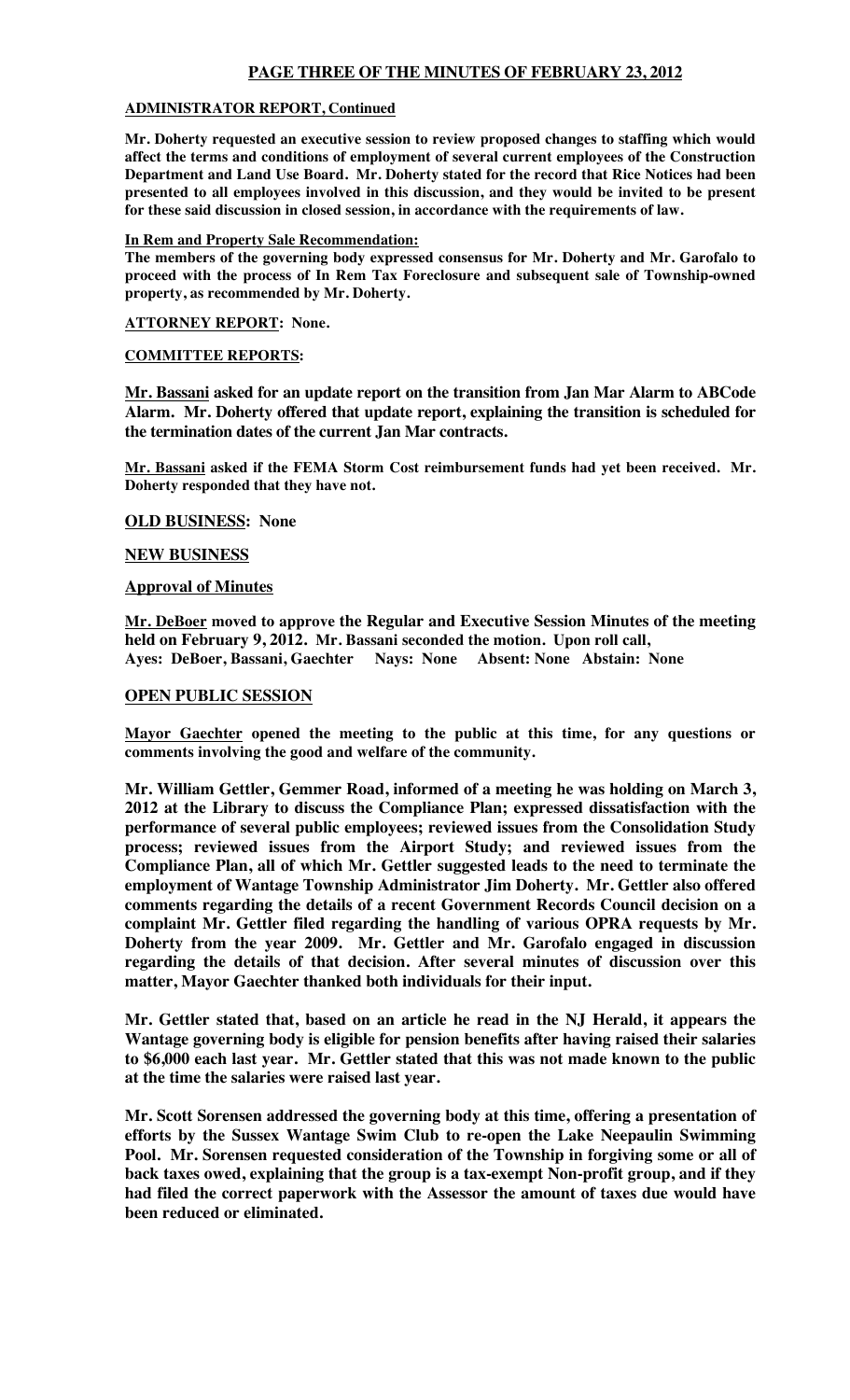**ADMINISTRATOR REPORT, Continued**

**Mr. Doherty requested an executive session to review proposed changes to staffing which would affect the terms and conditions of employment of several current employees of the Construction Department and Land Use Board. Mr. Doherty stated for the record that Rice Notices had been presented to all employees involved in this discussion, and they would be invited to be present for these said discussion in closed session, in accordance with the requirements of law.**

**In Rem and Property Sale Recommendation:**
**The members of the governing body expressed consensus for Mr. Doherty and Mr. Garofalo to proceed with the process of In Rem Tax Foreclosure and subsequent sale of Township-owned property, as recommended by Mr. Doherty.**

**ATTORNEY REPORT: None.**

**COMMITTEE REPORTS:**

**Mr. Bassani asked for an update report on the transition from Jan Mar Alarm to ABCode Alarm. Mr. Doherty offered that update report, explaining the transition is scheduled for the termination dates of the current Jan Mar contracts.**

**Mr. Bassani asked if the FEMA Storm Cost reimbursement funds had yet been received. Mr. Doherty responded that they have not.**

**OLD BUSINESS: None**

**NEW BUSINESS**

**Approval of Minutes**

**Mr. DeBoer moved to approve the Regular and Executive Session Minutes of the meeting held on February 9, 2012. Mr. Bassani seconded the motion. Upon roll call,**
**Ayes: DeBoer, Bassani, Gaechter Nays: None Absent: None Abstain: None**

**OPEN PUBLIC SESSION**

**Mayor Gaechter opened the meeting to the public at this time, for any questions or comments involving the good and welfare of the community.**

**Mr. William Gettler, Gemmer Road, informed of a meeting he was holding on March 3, 2012 at the Library to discuss the Compliance Plan; expressed dissatisfaction with the performance of several public employees; reviewed issues from the Consolidation Study process; reviewed issues from the Airport Study; and reviewed issues from the Compliance Plan, all of which Mr. Gettler suggested leads to the need to terminate the employment of Wantage Township Administrator Jim Doherty. Mr. Gettler also offered comments regarding the details of a recent Government Records Council decision on a complaint Mr. Gettler filed regarding the handling of various OPRA requests by Mr. Doherty from the year 2009. Mr. Gettler and Mr. Garofalo engaged in discussion regarding the details of that decision. After several minutes of discussion over this matter, Mayor Gaechter thanked both individuals for their input.**

**Mr. Gettler stated that, based on an article he read in the NJ Herald, it appears the Wantage governing body is eligible for pension benefits after having raised their salaries to $6,000 each last year. Mr. Gettler stated that this was not made known to the public at the time the salaries were raised last year.**

**Mr. Scott Sorensen addressed the governing body at this time, offering a presentation of efforts by the Sussex Wantage Swim Club to re-open the Lake Neepaulin Swimming Pool. Mr. Sorensen requested consideration of the Township in forgiving some or all of back taxes owed, explaining that the group is a tax-exempt Non-profit group, and if they had filed the correct paperwork with the Assessor the amount of taxes due would have been reduced or eliminated.**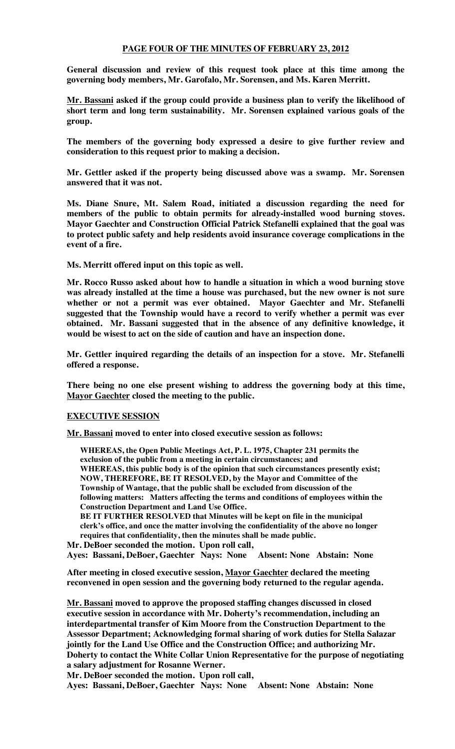**PAGE FOUR OF THE MINUTES OF FEBRUARY 23, 2012**

**General discussion and review of this request took place at this time among the governing body members, Mr. Garofalo, Mr. Sorensen, and Ms. Karen Merritt.**

**Mr. Bassani asked if the group could provide a business plan to verify the likelihood of short term and long term sustainability. Mr. Sorensen explained various goals of the group.**

**The members of the governing body expressed a desire to give further review and consideration to this request prior to making a decision.**

**Mr. Gettler asked if the property being discussed above was a swamp. Mr. Sorensen answered that it was not.**

**Ms. Diane Snure, Mt. Salem Road, initiated a discussion regarding the need for members of the public to obtain permits for already-installed wood burning stoves. Mayor Gaechter and Construction Official Patrick Stefanelli explained that the goal was to protect public safety and help residents avoid insurance coverage complications in the event of a fire.**

**Ms. Merritt offered input on this topic as well.**

**Mr. Rocco Russo asked about how to handle a situation in which a wood burning stove was already installed at the time a house was purchased, but the new owner is not sure whether or not a permit was ever obtained. Mayor Gaechter and Mr. Stefanelli suggested that the Township would have a record to verify whether a permit was ever obtained. Mr. Bassani suggested that in the absence of any definitive knowledge, it would be wisest to act on the side of caution and have an inspection done.**

**Mr. Gettler inquired regarding the details of an inspection for a stove. Mr. Stefanelli offered a response.**

**There being no one else present wishing to address the governing body at this time, Mayor Gaechter closed the meeting to the public.**

**EXECUTIVE SESSION**

**Mr. Bassani moved to enter into closed executive session as follows:**

> **WHEREAS, the Open Public Meetings Act, P. L. 1975, Chapter 231 permits the exclusion of the public from a meeting in certain circumstances; and**
> **WHEREAS, this public body is of the opinion that such circumstances presently exist;**
> **NOW, THEREFORE, BE IT RESOLVED, by the Mayor and Committee of the Township of Wantage, that the public shall be excluded from discussion of the following matters: Matters affecting the terms and conditions of employees within the Construction Department and Land Use Office.**
> **BE IT FURTHER RESOLVED that Minutes will be kept on file in the municipal clerk's office, and once the matter involving the confidentiality of the above no longer requires that confidentiality, then the minutes shall be made public.**

**Mr. DeBoer seconded the motion. Upon roll call,**
**Ayes: Bassani, DeBoer, Gaechter Nays: None Absent: None Abstain: None**

**After meeting in closed executive session, Mayor Gaechter declared the meeting reconvened in open session and the governing body returned to the regular agenda.**

**Mr. Bassani moved to approve the proposed staffing changes discussed in closed executive session in accordance with Mr. Doherty's recommendation, including an interdepartmental transfer of Kim Moore from the Construction Department to the Assessor Department; Acknowledging formal sharing of work duties for Stella Salazar jointly for the Land Use Office and the Construction Office; and authorizing Mr. Doherty to contact the White Collar Union Representative for the purpose of negotiating a salary adjustment for Rosanne Werner.**

**Mr. DeBoer seconded the motion. Upon roll call,**
**Ayes: Bassani, DeBoer, Gaechter Nays: None Absent: None Abstain: None**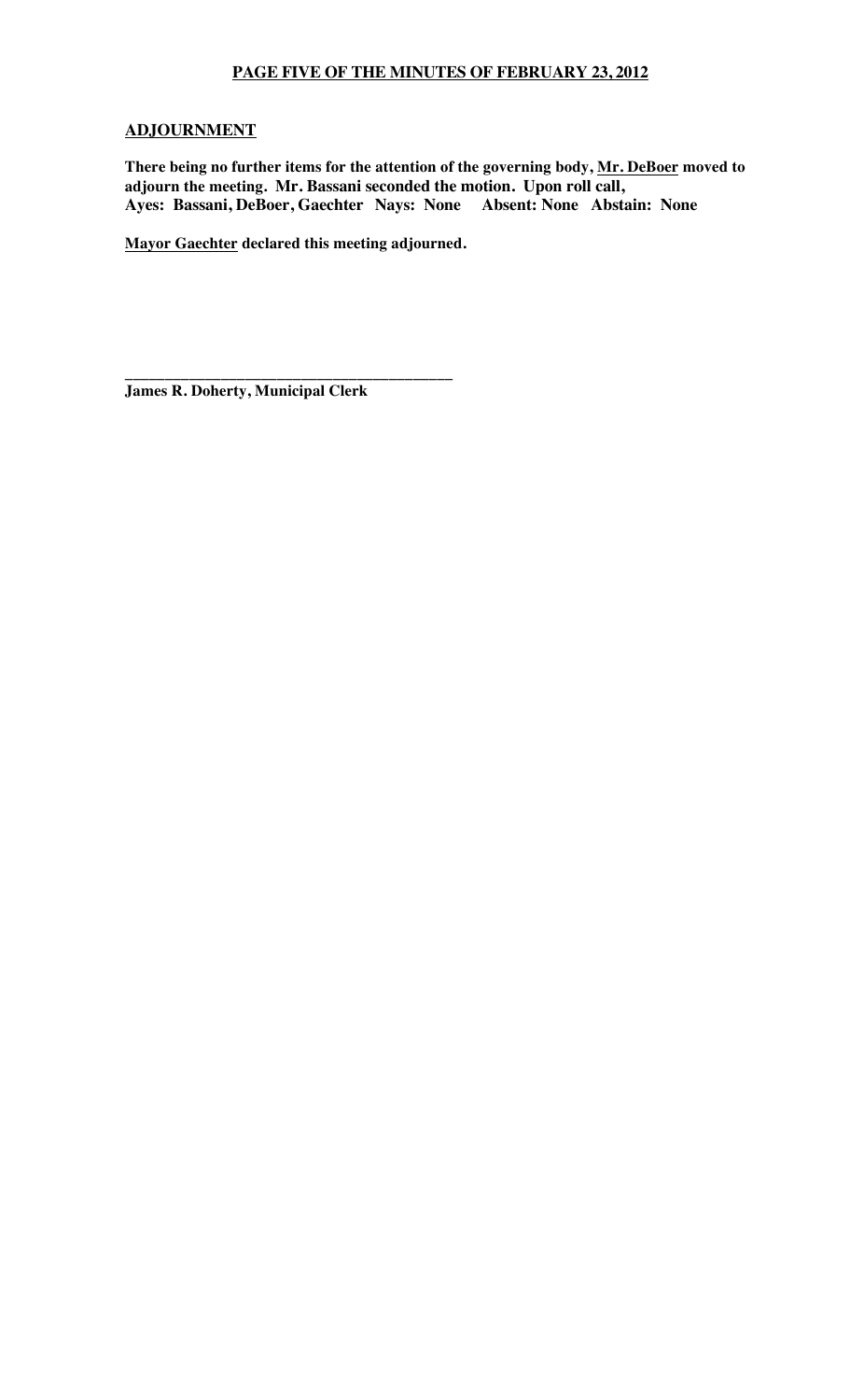## PAGE FIVE OF THE MINUTES OF FEBRUARY 23, 2012

**ADJOURNMENT**

**There being no further items for the attention of the governing body, Mr. DeBoer moved to adjourn the meeting. Mr. Bassani seconded the motion. Upon roll call,**
**Ayes: Bassani, DeBoer, Gaechter Nays: None Absent: None Abstain: None**

**Mayor Gaechter declared this meeting adjourned.**

\_\_\_\_\_\_\_\_\_\_\_\_\_\_\_\_\_\_\_\_\_\_\_\_\_\_\_\_\_\_\_\_\_\_\_\_\_\_\_\_\_\_
**James R. Doherty, Municipal Clerk**